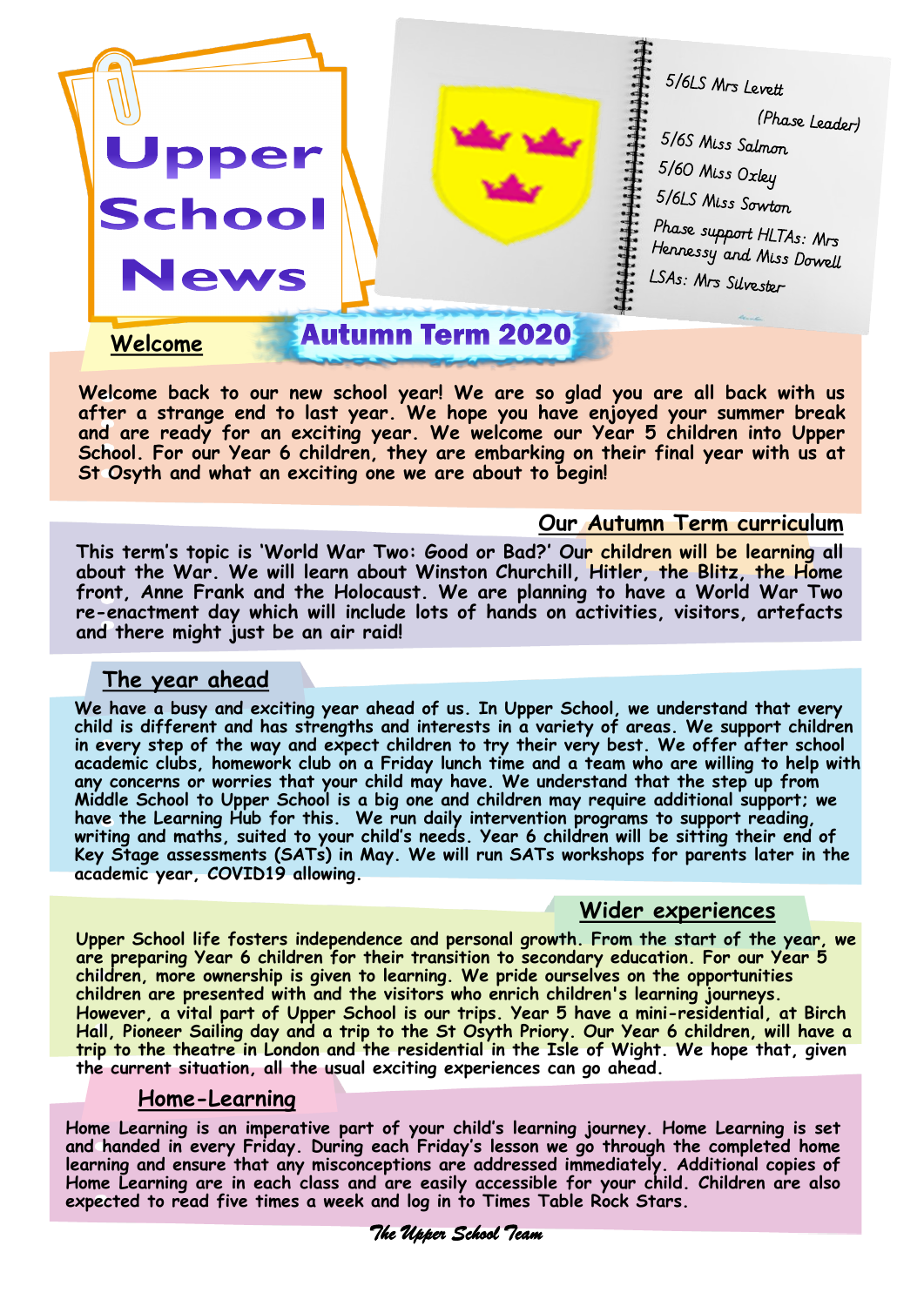# Upper School News

## Autumn Term 2020

5/6LS Mrs Levett (Phase Leader)
5/6S Miss Salmon
5/6O Miss Oxley
5/6LS Miss Sowton
Phase support HLTAs: Mrs Hennessy and Miss Dowell
LSAs: Mrs Silvester

## Welcome

Welcome back to our new school year! We are so glad you are all back with us after a strange end to last year. We hope you have enjoyed your summer break and are ready for an exciting year. We welcome our Year 5 children into Upper School. For our Year 6 children, they are embarking on their final year with us at St Osyth and what an exciting one we are about to begin!

## Our Autumn Term curriculum

This term's topic is 'World War Two: Good or Bad?' Our children will be learning all about the War. We will learn about Winston Churchill, Hitler, the Blitz, the Home front, Anne Frank and the Holocaust. We are planning to have a World War Two re-enactment day which will include lots of hands on activities, visitors, artefacts and there might just be an air raid!

## The year ahead

We have a busy and exciting year ahead of us. In Upper School, we understand that every child is different and has strengths and interests in a variety of areas. We support children in every step of the way and expect children to try their very best. We offer after school academic clubs, homework club on a Friday lunch time and a team who are willing to help with any concerns or worries that your child may have. We understand that the step up from Middle School to Upper School is a big one and children may require additional support; we have the Learning Hub for this. We run daily intervention programs to support reading, writing and maths, suited to your child's needs. Year 6 children will be sitting their end of Key Stage assessments (SATs) in May. We will run SATs workshops for parents later in the academic year, COVID19 allowing.

## Wider experiences

Upper School life fosters independence and personal growth. From the start of the year, we are preparing Year 6 children for their transition to secondary education. For our Year 5 children, more ownership is given to learning. We pride ourselves on the opportunities children are presented with and the visitors who enrich children's learning journeys. However, a vital part of Upper School is our trips. Year 5 have a mini-residential, at Birch Hall, Pioneer Sailing day and a trip to the St Osyth Priory. Our Year 6 children, will have a trip to the theatre in London and the residential in the Isle of Wight. We hope that, given the current situation, all the usual exciting experiences can go ahead.

## Home-Learning

Home Learning is an imperative part of your child's learning journey. Home Learning is set and handed in every Friday. During each Friday's lesson we go through the completed home learning and ensure that any misconceptions are addressed immediately. Additional copies of Home Learning are in each class and are easily accessible for your child. Children are also expected to read five times a week and log in to Times Table Rock Stars.

*The Upper School Team*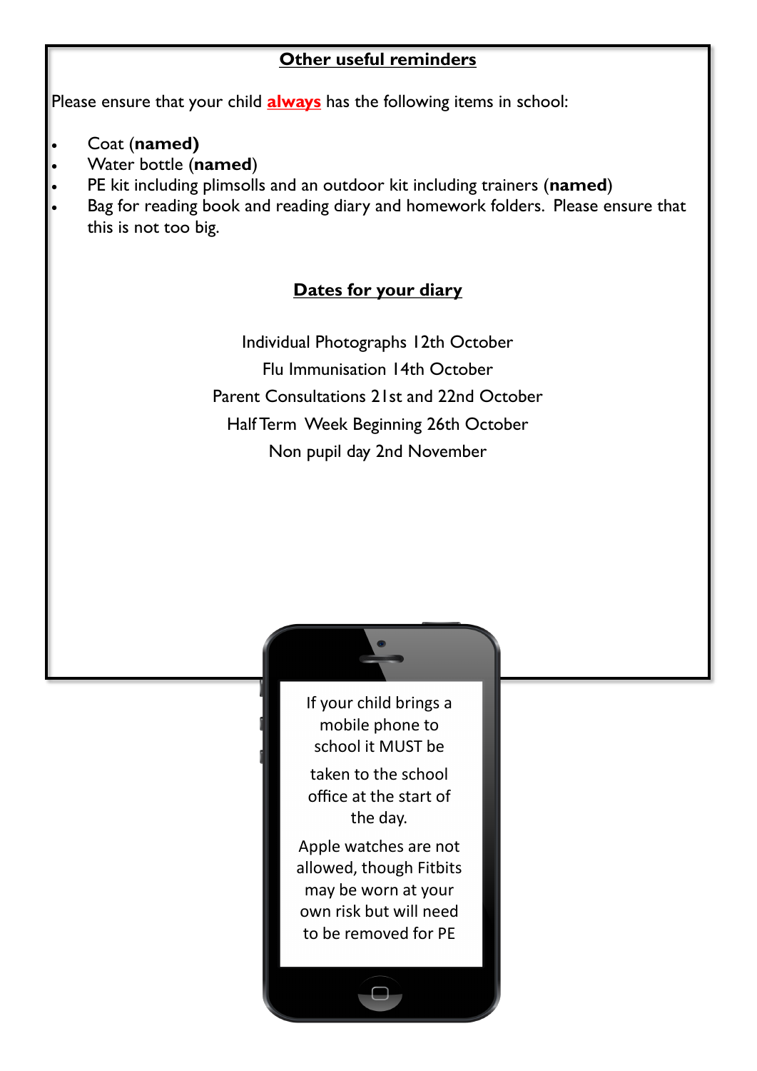## Other useful reminders

Please ensure that your child **always** has the following items in school:

- Coat (**named)**
- Water bottle (**named**)
- PE kit including plimsolls and an outdoor kit including trainers (**named**)
- Bag for reading book and reading diary and homework folders. Please ensure that this is not too big.

## Dates for your diary

Individual Photographs 12th October

Flu Immunisation 14th October

Parent Consultations 21st and 22nd October

Half Term Week Beginning 26th October

Non pupil day 2nd November

If your child brings a mobile phone to school it MUST be taken to the school office at the start of the day.

Apple watches are not allowed, though Fitbits may be worn at your own risk but will need to be removed for PE